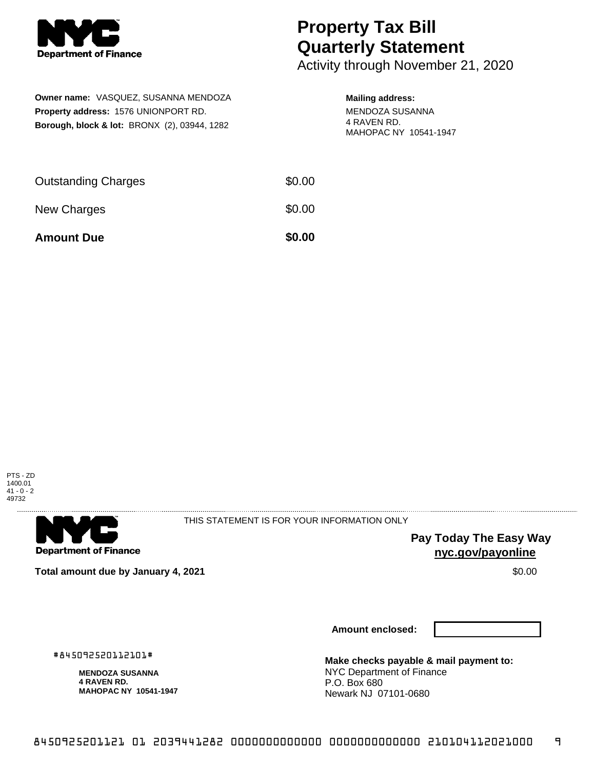**Department of Finance**

# Property Tax Bill Quarterly Statement

Activity through November 21, 2020

**Owner name:** VASQUEZ, SUSANNA MENDOZA
**Property address:** 1576 UNIONPORT RD.
**Borough, block & lot:** BRONX (2), 03944, 1282

**Mailing address:**
MENDOZA SUSANNA
4 RAVEN RD.
MAHOPAC NY 10541-1947

| | |
|---|---|
| Outstanding Charges | $0.00 |
| New Charges | $0.00 |
| **Amount Due** | **$0.00** |

PTS - ZD
1400.01
41 - 0 - 2
49732

**Department of Finance**

THIS STATEMENT IS FOR YOUR INFORMATION ONLY

**Pay Today The Easy Way**
**nyc.gov/payonline**

**Total amount due by January 4, 2021** $0.00

**Amount enclosed:**

#845092520112101#

**MENDOZA SUSANNA**
**4 RAVEN RD.**
**MAHOPAC NY 10541-1947**

**Make checks payable & mail payment to:**
NYC Department of Finance
P.O. Box 680
Newark NJ 07101-0680

8450925201121 01 2039441282 0000000000000 0000000000000 210104112021000 9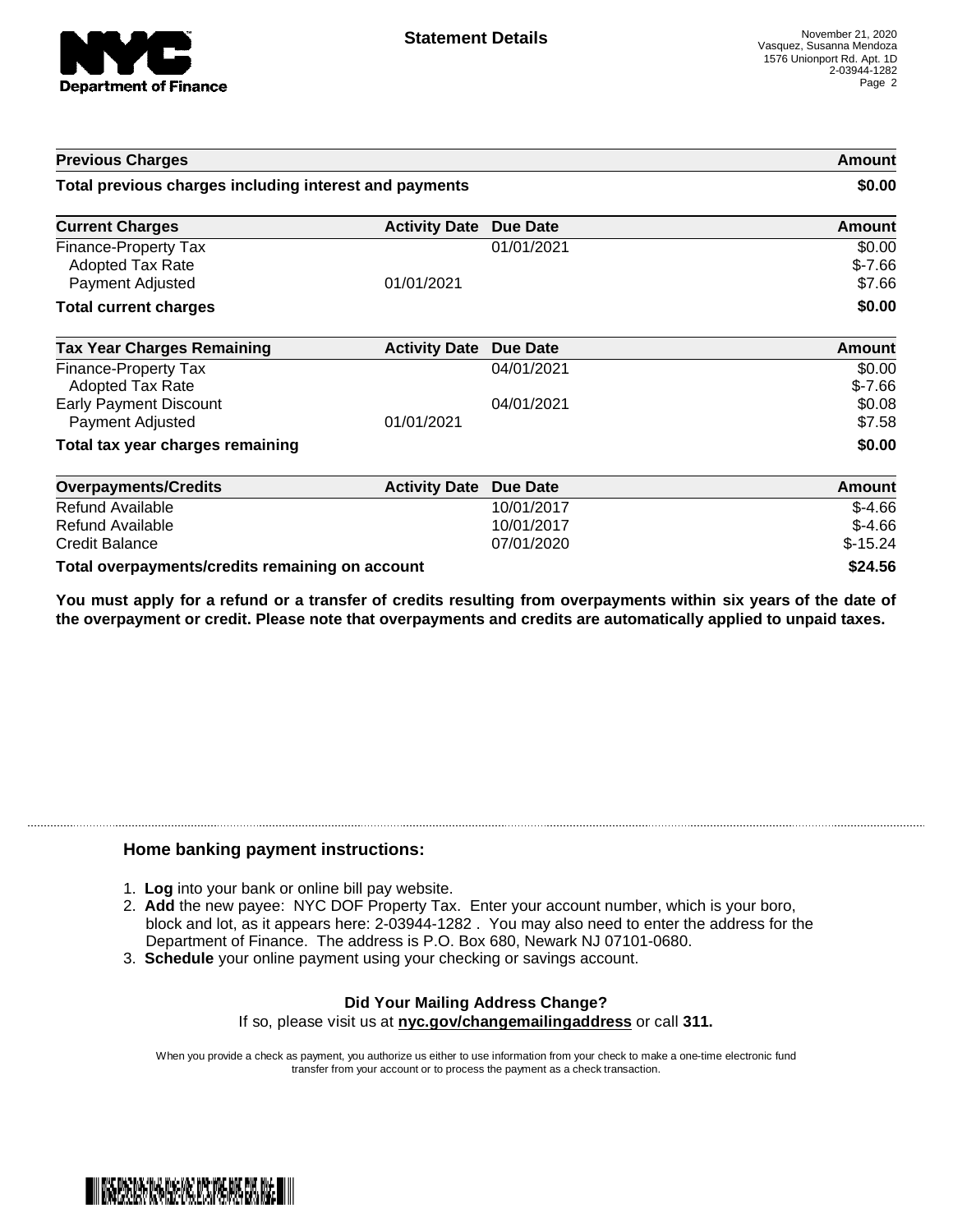## Statement Details

November 21, 2020
Vasquez, Susanna Mendoza
1576 Unionport Rd. Apt. 1D
2-03944-1282

| Previous Charges | | | Amount |
|---|---|---|---|
| **Total previous charges including interest and payments** | | | **$0.00** |

| Current Charges | Activity Date | Due Date | Amount |
|---|---|---|---|
| Finance-Property Tax | | 01/01/2021 | $0.00 |
| Adopted Tax Rate | | | $-7.66 |
| Payment Adjusted | 01/01/2021 | | $7.66 |
| **Total current charges** | | | **$0.00** |

| Tax Year Charges Remaining | Activity Date | Due Date | Amount |
|---|---|---|---|
| Finance-Property Tax | | 04/01/2021 | $0.00 |
| Adopted Tax Rate | | | $-7.66 |
| Early Payment Discount | | 04/01/2021 | $0.08 |
| Payment Adjusted | 01/01/2021 | | $7.58 |
| **Total tax year charges remaining** | | | **$0.00** |

| Overpayments/Credits | Activity Date | Due Date | Amount |
|---|---|---|---|
| Refund Available | | 10/01/2017 | $-4.66 |
| Refund Available | | 10/01/2017 | $-4.66 |
| Credit Balance | | 07/01/2020 | $-15.24 |
| **Total overpayments/credits remaining on account** | | | **$24.56** |

**You must apply for a refund or a transfer of credits resulting from overpayments within six years of the date of the overpayment or credit. Please note that overpayments and credits are automatically applied to unpaid taxes.**

### Home banking payment instructions:

1. **Log** into your bank or online bill pay website.
2. **Add** the new payee: NYC DOF Property Tax. Enter your account number, which is your boro, block and lot, as it appears here: 2-03944-1282 . You may also need to enter the address for the Department of Finance. The address is P.O. Box 680, Newark NJ 07101-0680.
3. **Schedule** your online payment using your checking or savings account.

**Did Your Mailing Address Change?**
If so, please visit us at **nyc.gov/changemailingaddress** or call **311.**

When you provide a check as payment, you authorize us either to use information from your check to make a one-time electronic fund transfer from your account or to process the payment as a check transaction.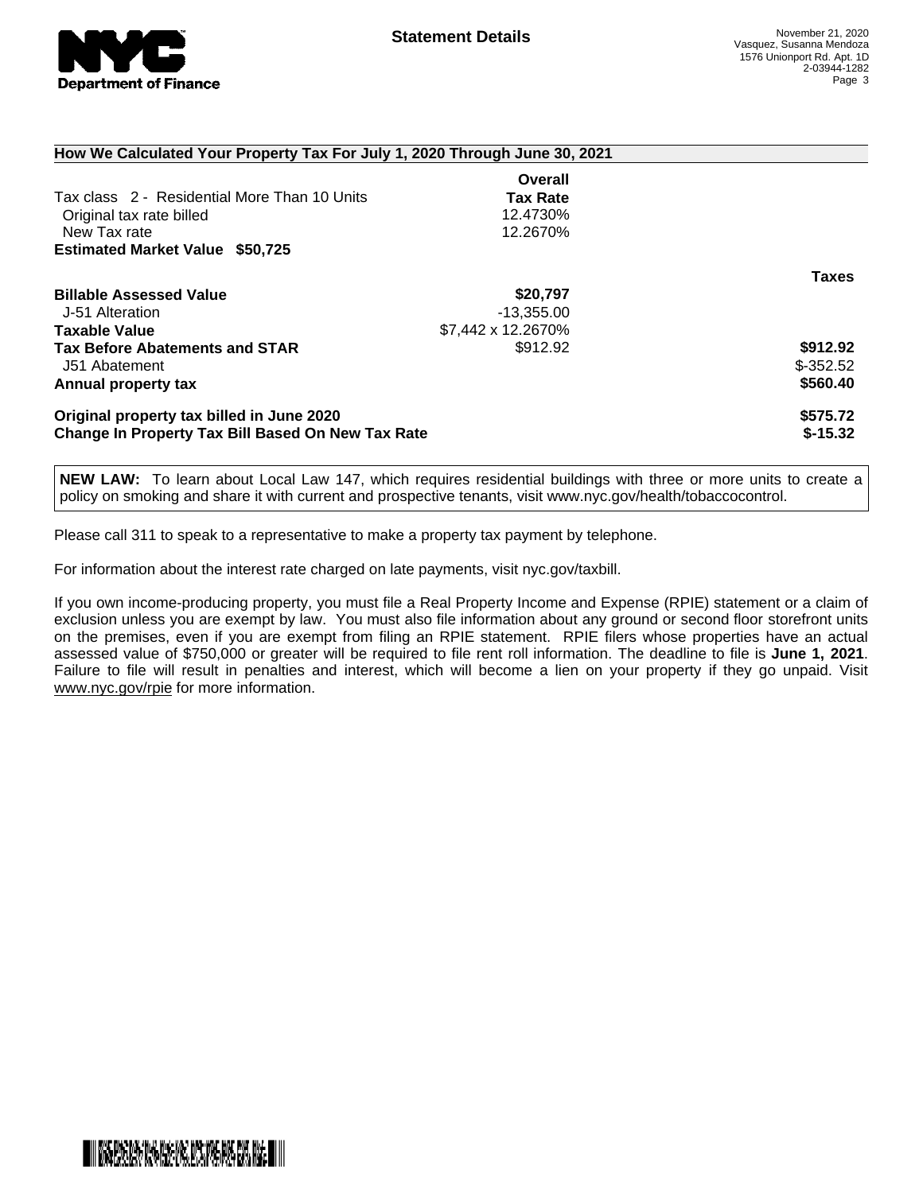**Statement Details**

November 21, 2020
Vasquez, Susanna Mendoza
1576 Unionport Rd. Apt. 1D
2-03944-1282

### How We Calculated Your Property Tax For July 1, 2020 Through June 30, 2021

| | Overall Tax Rate | Taxes |
|---|---|---|
| Tax class 2 - Residential More Than 10 Units | | |
| Original tax rate billed | 12.4730% | |
| New Tax rate | 12.2670% | |
| **Estimated Market Value $50,725** | | |
| **Billable Assessed Value** | **$20,797** | |
| J-51 Alteration | -13,355.00 | |
| **Taxable Value** | $7,442 x 12.2670% | |
| **Tax Before Abatements and STAR** | $912.92 | **$912.92** |
| J51 Abatement | | $-352.52 |
| **Annual property tax** | | **$560.40** |
| **Original property tax billed in June 2020** | | **$575.72** |
| **Change In Property Tax Bill Based On New Tax Rate** | | **$-15.32** |

**NEW LAW:** To learn about Local Law 147, which requires residential buildings with three or more units to create a policy on smoking and share it with current and prospective tenants, visit www.nyc.gov/health/tobaccocontrol.

Please call 311 to speak to a representative to make a property tax payment by telephone.

For information about the interest rate charged on late payments, visit nyc.gov/taxbill.

If you own income-producing property, you must file a Real Property Income and Expense (RPIE) statement or a claim of exclusion unless you are exempt by law. You must also file information about any ground or second floor storefront units on the premises, even if you are exempt from filing an RPIE statement. RPIE filers whose properties have an actual assessed value of $750,000 or greater will be required to file rent roll information. The deadline to file is **June 1, 2021**. Failure to file will result in penalties and interest, which will become a lien on your property if they go unpaid. Visit www.nyc.gov/rpie for more information.